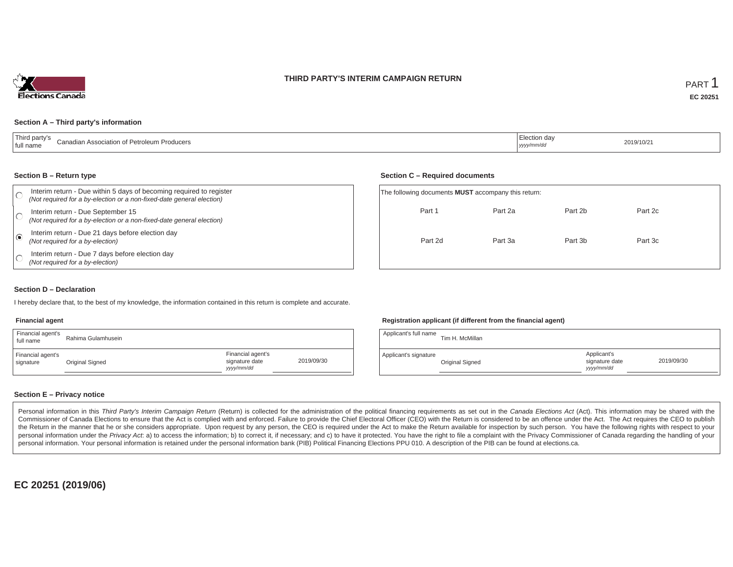# THIRD PARTY'S INTERIM CAMPAIGN RETURN

PART 1

**EC 20251**

### Section A – Third party's information

| Third party's full name | Canadian Association of Petroleum Producers | Election day *yyyy/mm/dd* | 2019/10/21 |
|---|---|---|---|

### Section B – Return type

- ○ Interim return - Due within 5 days of becoming required to register *(Not required for a by-election or a non-fixed-date general election)*
- ○ Interim return - Due September 15 *(Not required for a by-election or a non-fixed-date general election)*
- ◉ Interim return - Due 21 days before election day *(Not required for a by-election)*
- ○ Interim return - Due 7 days before election day *(Not required for a by-election)*

### Section C – Required documents

The following documents **MUST** accompany this return:

| Part 1 | Part 2a | Part 2b | Part 2c |
|---|---|---|---|
| Part 2d | Part 3a | Part 3b | Part 3c |

### Section D – Declaration

I hereby declare that, to the best of my knowledge, the information contained in this return is complete and accurate.

**Financial agent**

| Financial agent's full name | Rahima Gulamhusein | | |
|---|---|---|---|
| Financial agent's signature | Original Signed | Financial agent's signature date *yyyy/mm/dd* | 2019/09/30 |

**Registration applicant (if different from the financial agent)**

| Applicant's full name | Tim H. McMillan | | |
|---|---|---|---|
| Applicant's signature | Original Signed | Applicant's signature date *yyyy/mm/dd* | 2019/09/30 |

### Section E – Privacy notice

Personal information in this *Third Party's Interim Campaign Return* (Return) is collected for the administration of the political financing requirements as set out in the *Canada Elections Act* (Act). This information may be shared with the Commissioner of Canada Elections to ensure that the Act is complied with and enforced. Failure to provide the Chief Electoral Officer (CEO) with the Return is considered to be an offence under the Act. The Act requires the CEO to publish the Return in the manner that he or she considers appropriate. Upon request by any person, the CEO is required under the Act to make the Return available for inspection by such person. You have the following rights with respect to your personal information under the *Privacy Act*: a) to access the information; b) to correct it, if necessary; and c) to have it protected. You have the right to file a complaint with the Privacy Commissioner of Canada regarding the handling of your personal information. Your personal information is retained under the personal information bank (PIB) Political Financing Elections PPU 010. A description of the PIB can be found at elections.ca.

**EC 20251 (2019/06)**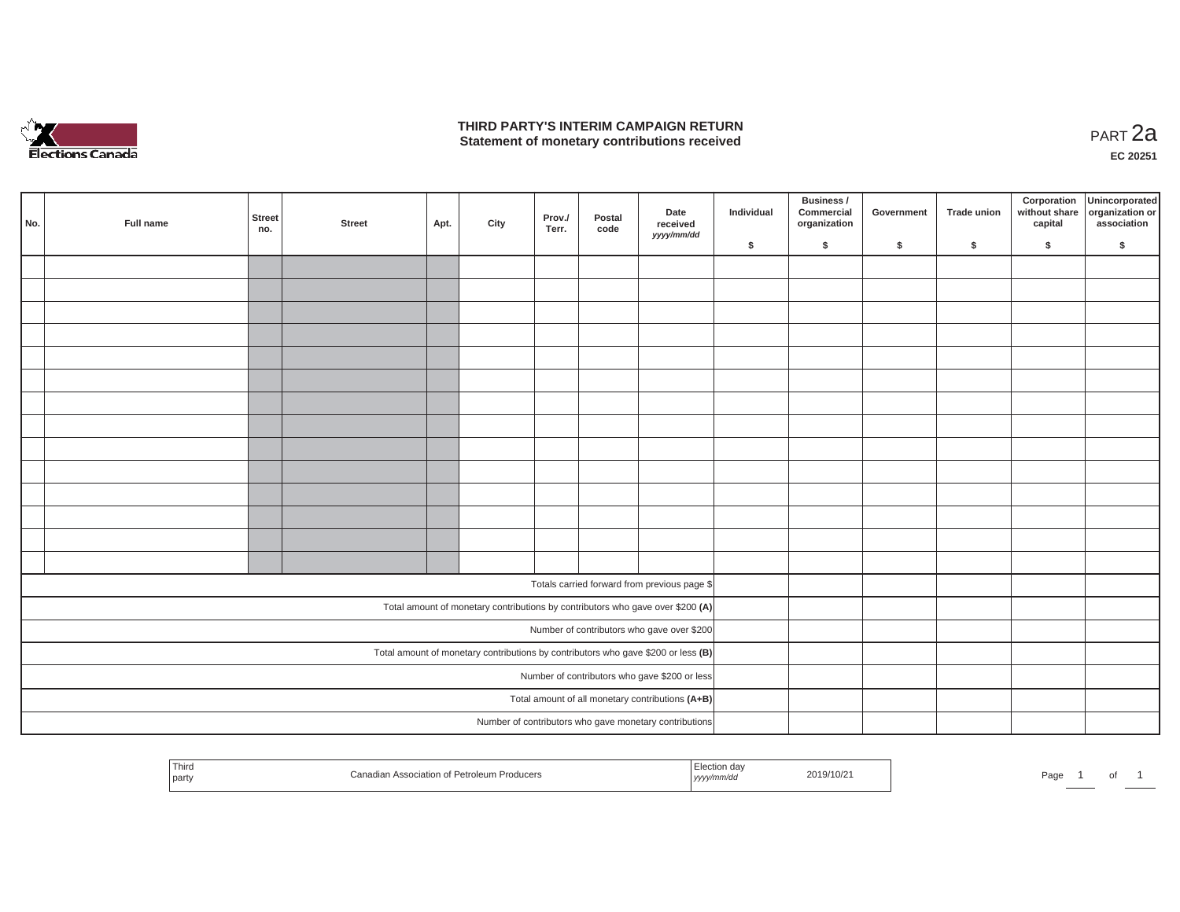# THIRD PARTY'S INTERIM CAMPAIGN RETURN
## Statement of monetary contributions received

PART 2a

EC 20251

| No. | Full name | Street no. | Street | Apt. | City | Prov./ Terr. | Postal code | Date received yyyy/mm/dd | Individual $ | Business / Commercial organization $ | Government $ | Trade union $ | Corporation without share capital $ | Unincorporated organization or association $ |
|---|---|---|---|---|---|---|---|---|---|---|---|---|---|---|
| | | | | | | | | | | | | | | |
| | | | | | | | | | | | | | | |
| | | | | | | | | | | | | | | |
| | | | | | | | | | | | | | | |
| | | | | | | | | | | | | | | |
| | | | | | | | | | | | | | | |
| | | | | | | | | | | | | | | |
| | | | | | | | | | | | | | | |
| | | | | | | | | | | | | | | |
| | | | | | | | | | | | | | | |
| | | | | | | | | | | | | | | |
| | | | | | | | | | | | | | | |
| | | | | | | | | | | | | | | |
| | | | | | | | | | | | | | | |
| Totals carried forward from previous page $ | | | | | | | | | | | | | | |
| Total amount of monetary contributions by contributors who gave over $200 **(A)** | | | | | | | | | | | | | | |
| Number of contributors who gave over $200 | | | | | | | | | | | | | | |
| Total amount of monetary contributions by contributors who gave $200 or less **(B)** | | | | | | | | | | | | | | |
| Number of contributors who gave $200 or less | | | | | | | | | | | | | | |
| Total amount of all monetary contributions **(A+B)** | | | | | | | | | | | | | | |
| Number of contributors who gave monetary contributions | | | | | | | | | | | | | | |

| Third party | Canadian Association of Petroleum Producers | Election day yyyy/mm/dd | 2019/10/21 |
|---|---|---|---|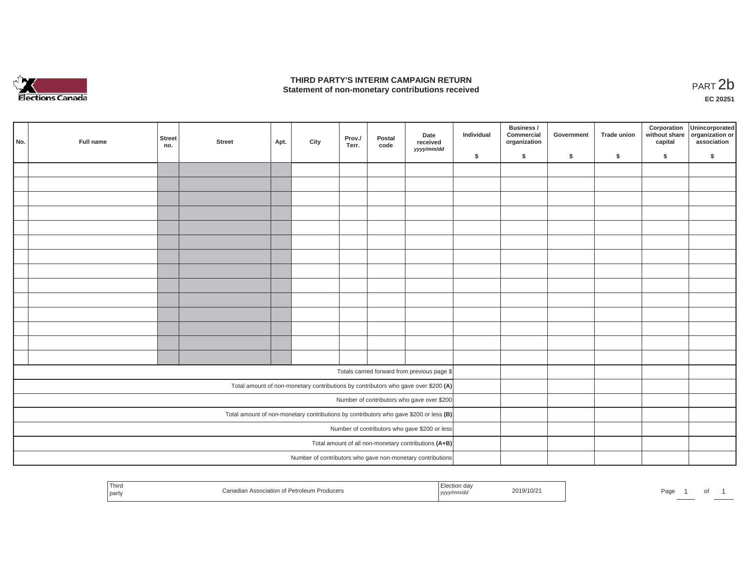# THIRD PARTY'S INTERIM CAMPAIGN RETURN
## Statement of non-monetary contributions received

PART 2b

EC 20251

| No. | Full name | Street no. | Street | Apt. | City | Prov./ Terr. | Postal code | Date received *yyyy/mm/dd* | Individual $ | Business / Commercial organization $ | Government $ | Trade union $ | Corporation without share capital $ | Unincorporated organization or association $ |
|---|---|---|---|---|---|---|---|---|---|---|---|---|---|---|
| | | | | | | | | | | | | | | |
| | | | | | | | | | | | | | | |
| | | | | | | | | | | | | | | |
| | | | | | | | | | | | | | | |
| | | | | | | | | | | | | | | |
| | | | | | | | | | | | | | | |
| | | | | | | | | | | | | | | |
| | | | | | | | | | | | | | | |
| | | | | | | | | | | | | | | |
| | | | | | | | | | | | | | | |
| | | | | | | | | | | | | | | |
| | | | | | | | | | | | | | | |
| | | | | | | | | | | | | | | |
| | | | | | | | | | | | | | | |
| Totals carried forward from previous page $ | | | | | | | | | | | | | | |
| Total amount of non-monetary contributions by contributors who gave over $200 **(A)** | | | | | | | | | | | | | | |
| Number of contributors who gave over $200 | | | | | | | | | | | | | | |
| Total amount of non-monetary contributions by contributors who gave $200 or less **(B)** | | | | | | | | | | | | | | |
| Number of contributors who gave $200 or less | | | | | | | | | | | | | | |
| Total amount of all non-monetary contributions **(A+B)** | | | | | | | | | | | | | | |
| Number of contributors who gave non-monetary contributions | | | | | | | | | | | | | | |

| Third party | Canadian Association of Petroleum Producers | Election day *yyyy/mm/dd* | 2019/10/21 |
|---|---|---|---|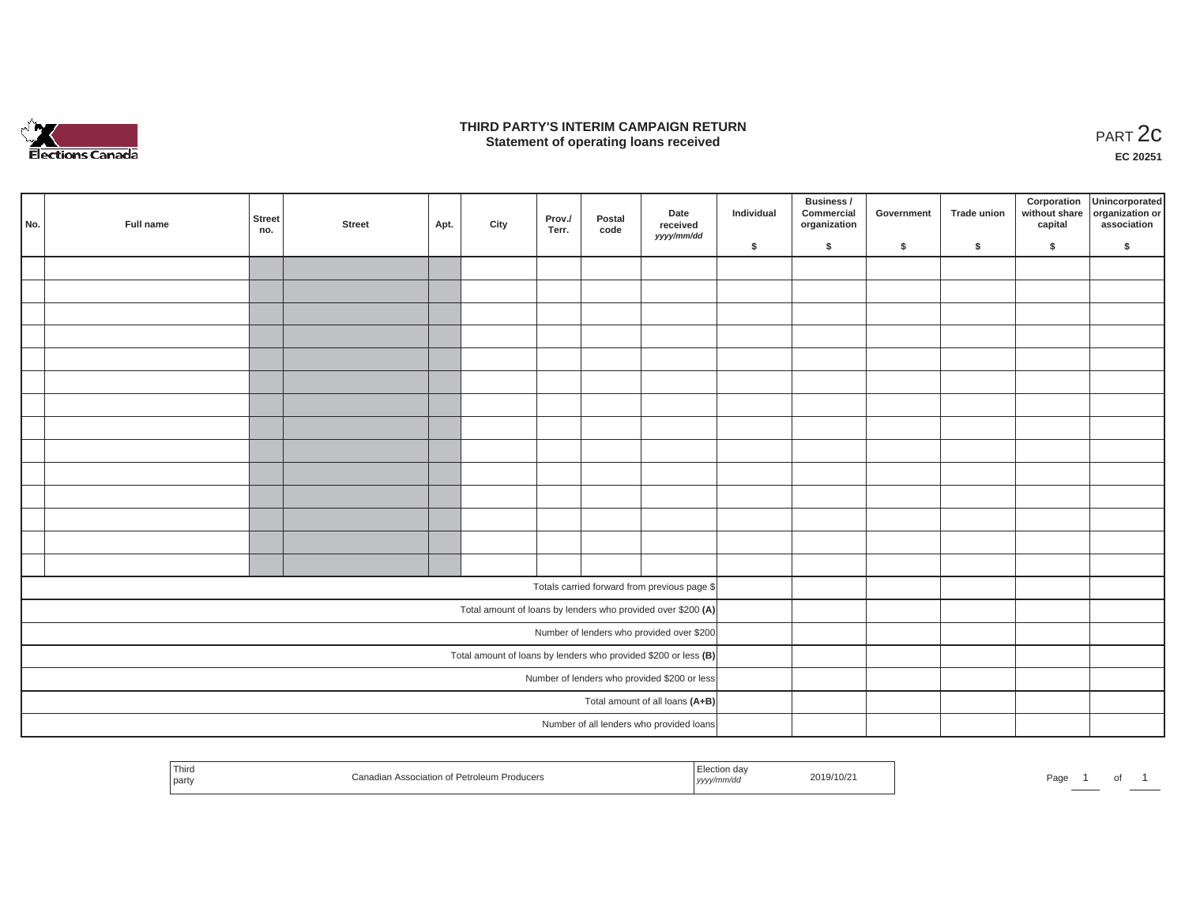# THIRD PARTY'S INTERIM CAMPAIGN RETURN
## Statement of operating loans received

PART 2c

**EC 20251**

| No. | Full name | Street no. | Street | Apt. | City | Prov./ Terr. | Postal code | Date received *yyyy/mm/dd* | Individual $ | Business / Commercial organization $ | Government $ | Trade union $ | Corporation without share capital $ | Unincorporated organization or association $ |
|---|---|---|---|---|---|---|---|---|---|---|---|---|---|---|
| | | | | | | | | | | | | | | |
| | | | | | | | | | | | | | | |
| | | | | | | | | | | | | | | |
| | | | | | | | | | | | | | | |
| | | | | | | | | | | | | | | |
| | | | | | | | | | | | | | | |
| | | | | | | | | | | | | | | |
| | | | | | | | | | | | | | | |
| | | | | | | | | | | | | | | |
| | | | | | | | | | | | | | | |
| | | | | | | | | | | | | | | |
| | | | | | | | | | | | | | | |
| | | | | | | | | | | | | | | |
| | | | | | | | | | | | | | | |
| Totals carried forward from previous page $ | | | | | | | | | | | | | | |
| Total amount of loans by lenders who provided over $200 **(A)** | | | | | | | | | | | | | | |
| Number of lenders who provided over $200 | | | | | | | | | | | | | | |
| Total amount of loans by lenders who provided $200 or less **(B)** | | | | | | | | | | | | | | |
| Number of lenders who provided $200 or less | | | | | | | | | | | | | | |
| Total amount of all loans **(A+B)** | | | | | | | | | | | | | | |
| Number of all lenders who provided loans | | | | | | | | | | | | | | |

| Third party | Canadian Association of Petroleum Producers | Election day *yyyy/mm/dd* | 2019/10/21 |
|---|---|---|---|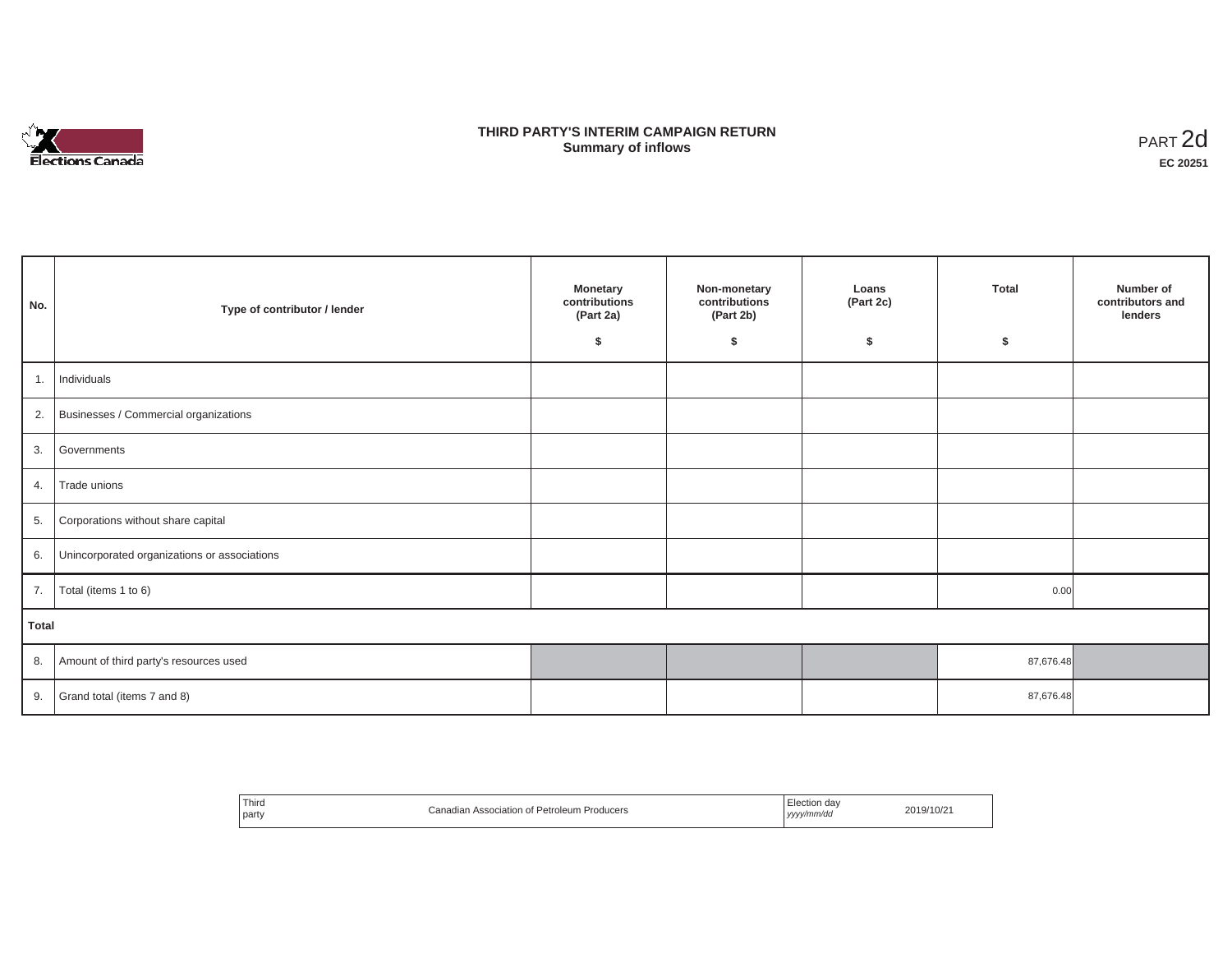# THIRD PARTY'S INTERIM CAMPAIGN RETURN
## Summary of inflows

PART 2d

**EC 20251**

| No. | Type of contributor / lender | Monetary contributions (Part 2a) $ | Non-monetary contributions (Part 2b) $ | Loans (Part 2c) $ | Total $ | Number of contributors and lenders |
|---|---|---|---|---|---|---|
| 1. | Individuals | | | | | |
| 2. | Businesses / Commercial organizations | | | | | |
| 3. | Governments | | | | | |
| 4. | Trade unions | | | | | |
| 5. | Corporations without share capital | | | | | |
| 6. | Unincorporated organizations or associations | | | | | |
| 7. | Total (items 1 to 6) | | | | 0.00 | |
| **Total** | | | | | | |
| 8. | Amount of third party's resources used | | | | 87,676.48 | |
| 9. | Grand total (items 7 and 8) | | | | 87,676.48 | |

| Third party | Canadian Association of Petroleum Producers | Election day *yyyy/mm/dd* | 2019/10/21 |
|---|---|---|---|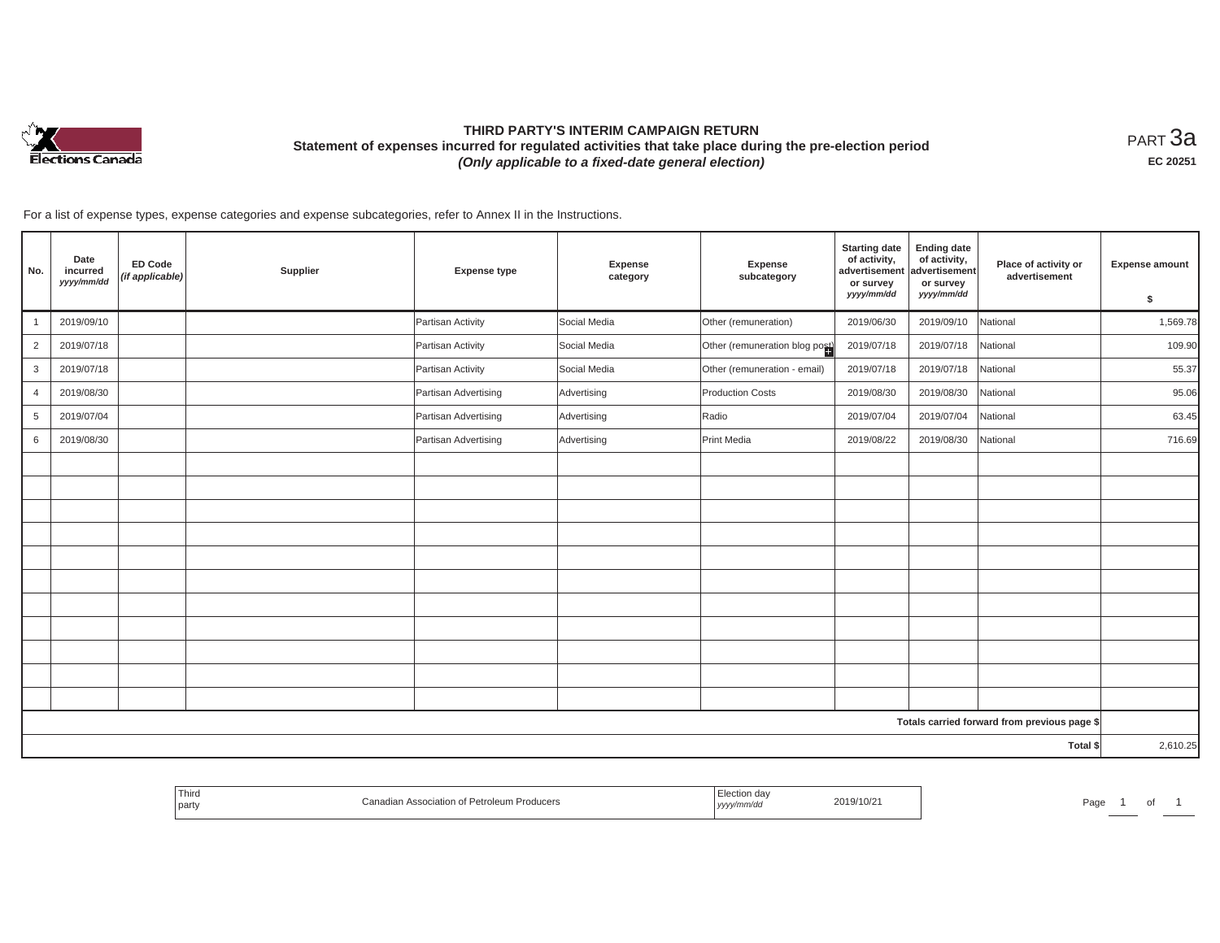# THIRD PARTY'S INTERIM CAMPAIGN RETURN

**Statement of expenses incurred for regulated activities that take place during the pre-election period**

***(Only applicable to a fixed-date general election)***

PART 3a

**EC 20251**

For a list of expense types, expense categories and expense subcategories, refer to Annex II in the Instructions.

| No. | Date incurred *yyyy/mm/dd* | ED Code *(if applicable)* | Supplier | Expense type | Expense category | Expense subcategory | Starting date of activity, advertisement or survey *yyyy/mm/dd* | Ending date of activity, advertisement or survey *yyyy/mm/dd* | Place of activity or advertisement | Expense amount $ |
|---|---|---|---|---|---|---|---|---|---|---|
| 1 | 2019/09/10 | | | Partisan Activity | Social Media | Other (remuneration) | 2019/06/30 | 2019/09/10 | National | 1,569.78 |
| 2 | 2019/07/18 | | | Partisan Activity | Social Media | Other (remuneration blog post) | 2019/07/18 | 2019/07/18 | National | 109.90 |
| 3 | 2019/07/18 | | | Partisan Activity | Social Media | Other (remuneration - email) | 2019/07/18 | 2019/07/18 | National | 55.37 |
| 4 | 2019/08/30 | | | Partisan Advertising | Advertising | Production Costs | 2019/08/30 | 2019/08/30 | National | 95.06 |
| 5 | 2019/07/04 | | | Partisan Advertising | Advertising | Radio | 2019/07/04 | 2019/07/04 | National | 63.45 |
| 6 | 2019/08/30 | | | Partisan Advertising | Advertising | Print Media | 2019/08/22 | 2019/08/30 | National | 716.69 |
| | | | | | | | | | | |
| | | | | | | | | | | |
| | | | | | | | | | | |
| | | | | | | | | | | |
| | | | | | | | | | | |
| | | | | | | | | | | |
| | | | | | | | | | | |
| | | | | | | | | | | |
| | | | | | | | | | | |
| | | | | | | | | | | |
| | | | | | | | | | | |
| | | | | | | | | | Totals carried forward from previous page $ | |
| | | | | | | | | | Total $ | 2,610.25 |

| Third party | Canadian Association of Petroleum Producers | Election day *yyyy/mm/dd* | 2019/10/21 |
|---|---|---|---|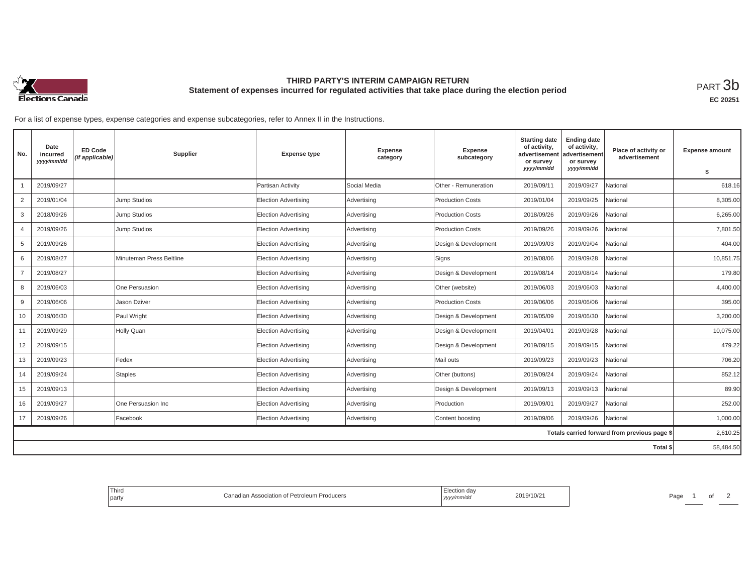# THIRD PARTY'S INTERIM CAMPAIGN RETURN

## Statement of expenses incurred for regulated activities that take place during the election period

PART 3b

EC 20251

For a list of expense types, expense categories and expense subcategories, refer to Annex II in the Instructions.

| No. | Date incurred yyyy/mm/dd | ED Code (if applicable) | Supplier | Expense type | Expense category | Expense subcategory | Starting date of activity, advertisement or survey yyyy/mm/dd | Ending date of activity, advertisement or survey yyyy/mm/dd | Place of activity or advertisement | Expense amount $ |
|---|---|---|---|---|---|---|---|---|---|---|
| 1 | 2019/09/27 | | | Partisan Activity | Social Media | Other - Remuneration | 2019/09/11 | 2019/09/27 | National | 618.16 |
| 2 | 2019/01/04 | | Jump Studios | Election Advertising | Advertising | Production Costs | 2019/01/04 | 2019/09/25 | National | 8,305.00 |
| 3 | 2018/09/26 | | Jump Studios | Election Advertising | Advertising | Production Costs | 2018/09/26 | 2019/09/26 | National | 6,265.00 |
| 4 | 2019/09/26 | | Jump Studios | Election Advertising | Advertising | Production Costs | 2019/09/26 | 2019/09/26 | National | 7,801.50 |
| 5 | 2019/09/26 | | | Election Advertising | Advertising | Design & Development | 2019/09/03 | 2019/09/04 | National | 404.00 |
| 6 | 2019/08/27 | | Minuteman Press Beltline | Election Advertising | Advertising | Signs | 2019/08/06 | 2019/09/28 | National | 10,851.75 |
| 7 | 2019/08/27 | | | Election Advertising | Advertising | Design & Development | 2019/08/14 | 2019/08/14 | National | 179.80 |
| 8 | 2019/06/03 | | One Persuasion | Election Advertising | Advertising | Other (website) | 2019/06/03 | 2019/06/03 | National | 4,400.00 |
| 9 | 2019/06/06 | | Jason Dziver | Election Advertising | Advertising | Production Costs | 2019/06/06 | 2019/06/06 | National | 395.00 |
| 10 | 2019/06/30 | | Paul Wright | Election Advertising | Advertising | Design & Development | 2019/05/09 | 2019/06/30 | National | 3,200.00 |
| 11 | 2019/09/29 | | Holly Quan | Election Advertising | Advertising | Design & Development | 2019/04/01 | 2019/09/28 | National | 10,075.00 |
| 12 | 2019/09/15 | | | Election Advertising | Advertising | Design & Development | 2019/09/15 | 2019/09/15 | National | 479.22 |
| 13 | 2019/09/23 | | Fedex | Election Advertising | Advertising | Mail outs | 2019/09/23 | 2019/09/23 | National | 706.20 |
| 14 | 2019/09/24 | | Staples | Election Advertising | Advertising | Other (buttons) | 2019/09/24 | 2019/09/24 | National | 852.12 |
| 15 | 2019/09/13 | | | Election Advertising | Advertising | Design & Development | 2019/09/13 | 2019/09/13 | National | 89.90 |
| 16 | 2019/09/27 | | One Persuasion Inc | Election Advertising | Advertising | Production | 2019/09/01 | 2019/09/27 | National | 252.00 |
| 17 | 2019/09/26 | | Facebook | Election Advertising | Advertising | Content boosting | 2019/09/06 | 2019/09/26 | National | 1,000.00 |
| | | | | | | | | | Totals carried forward from previous page $ | 2,610.25 |
| | | | | | | | | | Total $ | 58,484.50 |

Third party: Canadian Association of Petroleum Producers

Election day yyyy/mm/dd: 2019/10/21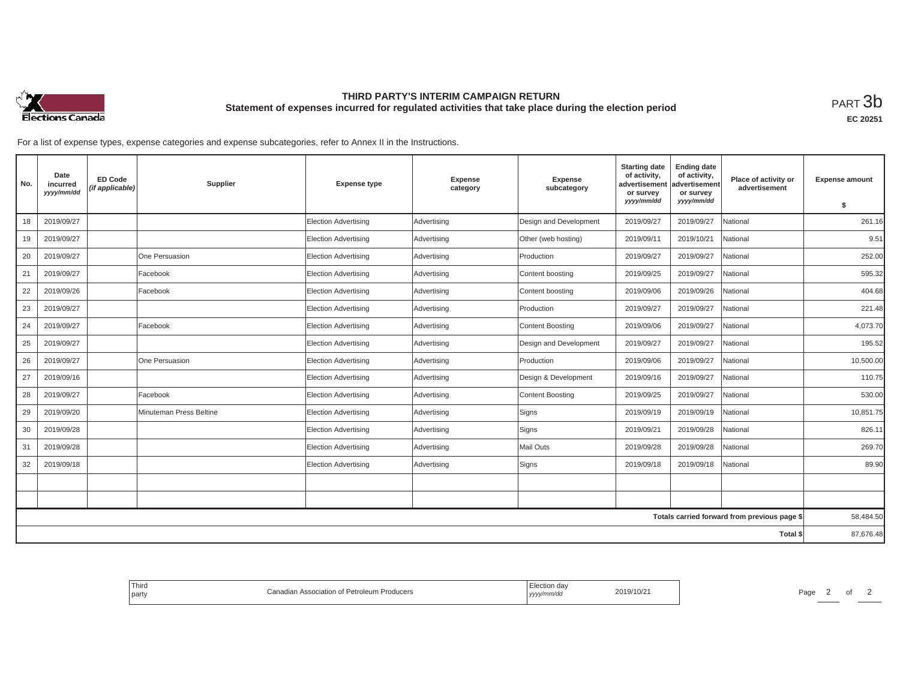# THIRD PARTY'S INTERIM CAMPAIGN RETURN

## Statement of expenses incurred for regulated activities that take place during the election period

PART 3b

EC 20251

For a list of expense types, expense categories and expense subcategories, refer to Annex II in the Instructions.

| No. | Date incurred *yyyy/mm/dd* | ED Code *(if applicable)* | Supplier | Expense type | Expense category | Expense subcategory | Starting date of activity, advertisement or survey *yyyy/mm/dd* | Ending date of activity, advertisement or survey *yyyy/mm/dd* | Place of activity or advertisement | Expense amount $ |
|---|---|---|---|---|---|---|---|---|---|---|
| 18 | 2019/09/27 | | | Election Advertising | Advertising | Design and Development | 2019/09/27 | 2019/09/27 | National | 261.16 |
| 19 | 2019/09/27 | | | Election Advertising | Advertising | Other (web hosting) | 2019/09/11 | 2019/10/21 | National | 9.51 |
| 20 | 2019/09/27 | | One Persuasion | Election Advertising | Advertising | Production | 2019/09/27 | 2019/09/27 | National | 252.00 |
| 21 | 2019/09/27 | | Facebook | Election Advertising | Advertising | Content boosting | 2019/09/25 | 2019/09/27 | National | 595.32 |
| 22 | 2019/09/26 | | Facebook | Election Advertising | Advertising | Content boosting | 2019/09/06 | 2019/09/26 | National | 404.68 |
| 23 | 2019/09/27 | | | Election Advertising | Advertising | Production | 2019/09/27 | 2019/09/27 | National | 221.48 |
| 24 | 2019/09/27 | | Facebook | Election Advertising | Advertising | Content Boosting | 2019/09/06 | 2019/09/27 | National | 4,073.70 |
| 25 | 2019/09/27 | | | Election Advertising | Advertising | Design and Development | 2019/09/27 | 2019/09/27 | National | 195.52 |
| 26 | 2019/09/27 | | One Persuasion | Election Advertising | Advertising | Production | 2019/09/06 | 2019/09/27 | National | 10,500.00 |
| 27 | 2019/09/16 | | | Election Advertising | Advertising | Design & Development | 2019/09/16 | 2019/09/27 | National | 110.75 |
| 28 | 2019/09/27 | | Facebook | Election Advertising | Advertising | Content Boosting | 2019/09/25 | 2019/09/27 | National | 530.00 |
| 29 | 2019/09/20 | | Minuteman Press Beltine | Election Advertising | Advertising | Signs | 2019/09/19 | 2019/09/19 | National | 10,851.75 |
| 30 | 2019/09/28 | | | Election Advertising | Advertising | Signs | 2019/09/21 | 2019/09/28 | National | 826.11 |
| 31 | 2019/09/28 | | | Election Advertising | Advertising | Mail Outs | 2019/09/28 | 2019/09/28 | National | 269.70 |
| 32 | 2019/09/18 | | | Election Advertising | Advertising | Signs | 2019/09/18 | 2019/09/18 | National | 89.90 |
| | | | | | | | | | | |
| | | | | | | | | | | |
| | | | | | | | | | Totals carried forward from previous page $ | 58,484.50 |
| | | | | | | | | | Total $ | 87,676.48 |

| Third party | Canadian Association of Petroleum Producers | Election day *yyyy/mm/dd* | 2019/10/21 |
|---|---|---|---|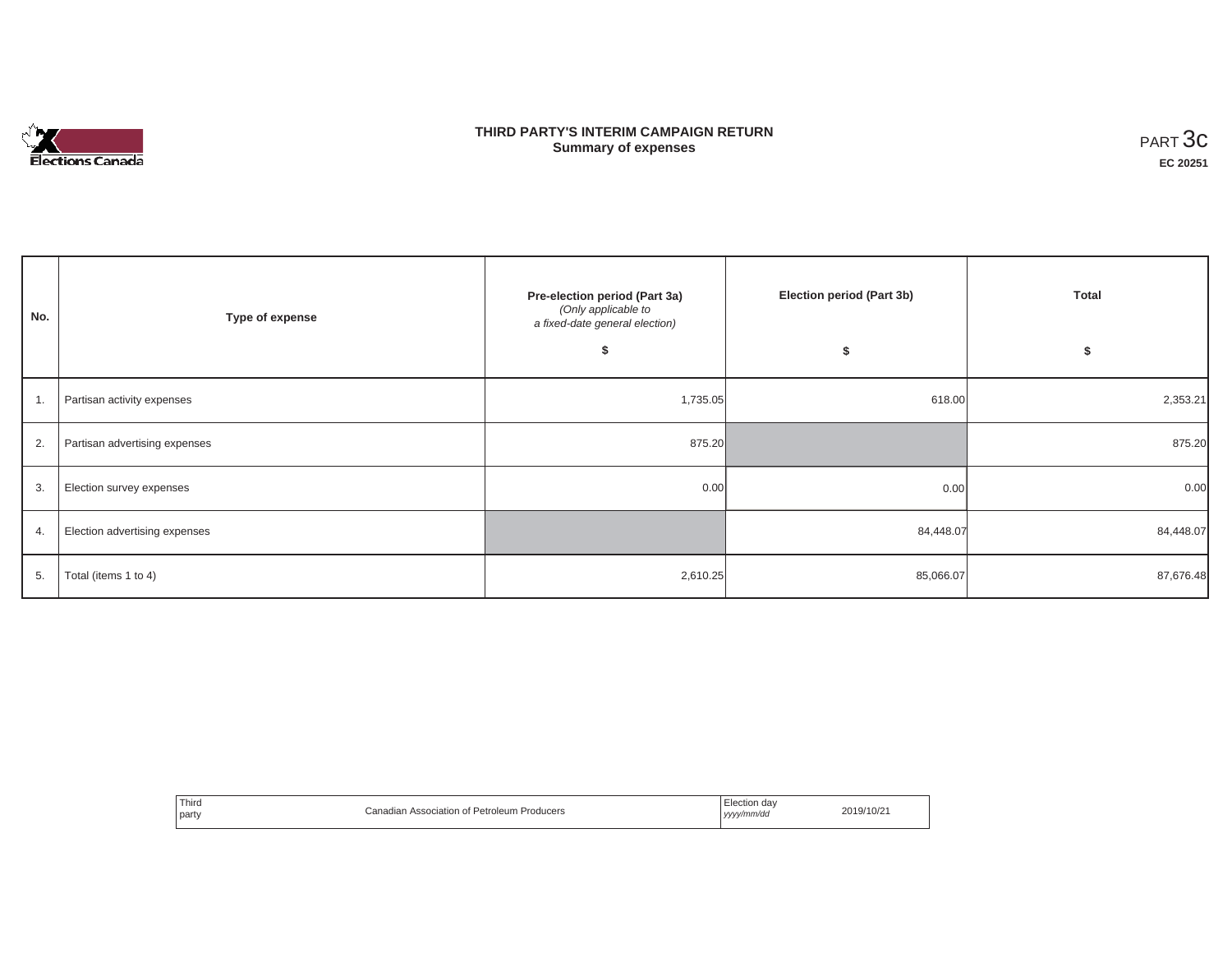# THIRD PARTY'S INTERIM CAMPAIGN RETURN
## Summary of expenses

PART 3c

**EC 20251**

| No. | Type of expense | Pre-election period (Part 3a) *(Only applicable to a fixed-date general election)* $ | Election period (Part 3b) $ | Total $ |
|---|---|---|---|---|
| 1. | Partisan activity expenses | 1,735.05 | 618.00 | 2,353.21 |
| 2. | Partisan advertising expenses | 875.20 | | 875.20 |
| 3. | Election survey expenses | 0.00 | 0.00 | 0.00 |
| 4. | Election advertising expenses | | 84,448.07 | 84,448.07 |
| 5. | Total (items 1 to 4) | 2,610.25 | 85,066.07 | 87,676.48 |

| Third party | Canadian Association of Petroleum Producers | Election day *yyyy/mm/dd* | 2019/10/21 |
|---|---|---|---|